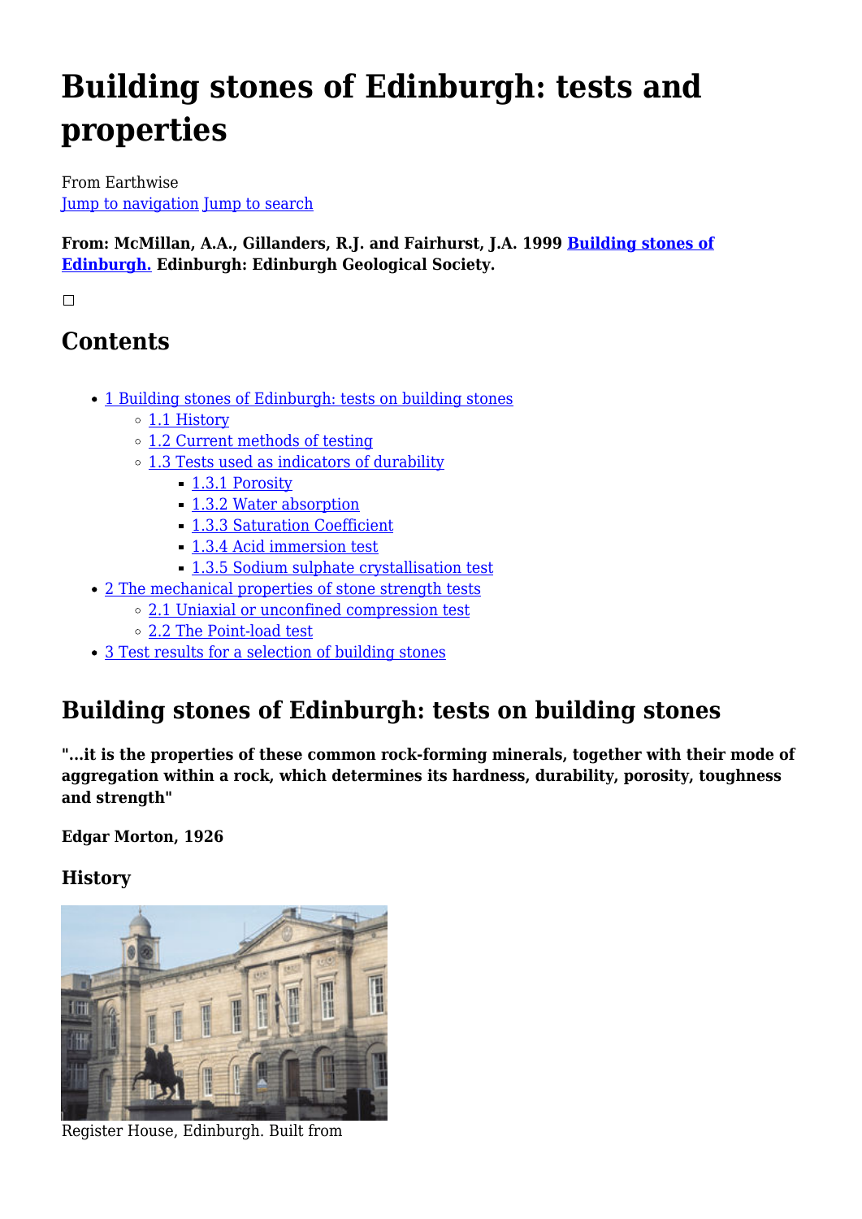# Building stones of Edinburgh: tests and properties

From Earthwise
Jump to navigation Jump to search

**From: McMillan, A.A., Gillanders, R.J. and Fairhurst, J.A. 1999 Building stones of Edinburgh. Edinburgh: Edinburgh Geological Society.**

## Contents

- 1 Building stones of Edinburgh: tests on building stones
  - 1.1 History
  - 1.2 Current methods of testing
  - 1.3 Tests used as indicators of durability
    - 1.3.1 Porosity
    - 1.3.2 Water absorption
    - 1.3.3 Saturation Coefficient
    - 1.3.4 Acid immersion test
    - 1.3.5 Sodium sulphate crystallisation test
- 2 The mechanical properties of stone strength tests
  - 2.1 Uniaxial or unconfined compression test
  - 2.2 The Point-load test
- 3 Test results for a selection of building stones

## Building stones of Edinburgh: tests on building stones

**"...it is the properties of these common rock-forming minerals, together with their mode of aggregation within a rock, which determines its hardness, durability, porosity, toughness and strength"**

**Edgar Morton, 1926**

### History

Register House, Edinburgh. Built from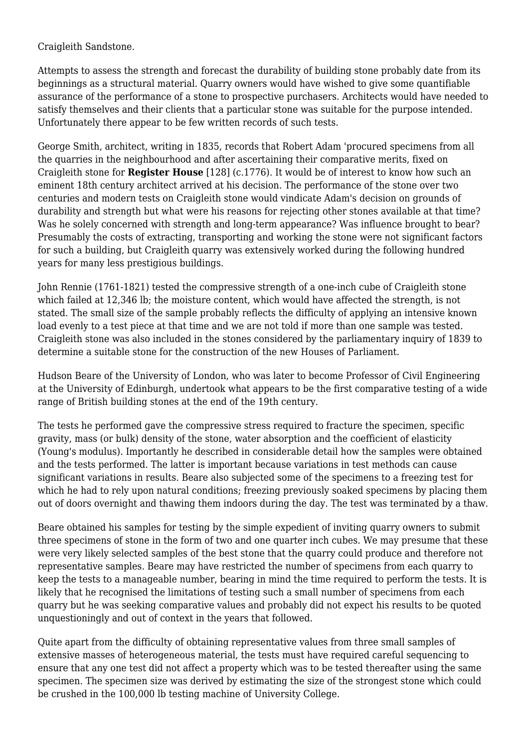Craigleith Sandstone.

Attempts to assess the strength and forecast the durability of building stone probably date from its beginnings as a structural material. Quarry owners would have wished to give some quantifiable assurance of the performance of a stone to prospective purchasers. Architects would have needed to satisfy themselves and their clients that a particular stone was suitable for the purpose intended. Unfortunately there appear to be few written records of such tests.

George Smith, architect, writing in 1835, records that Robert Adam 'procured specimens from all the quarries in the neighbourhood and after ascertaining their comparative merits, fixed on Craigleith stone for **Register House** [128] (c.1776). It would be of interest to know how such an eminent 18th century architect arrived at his decision. The performance of the stone over two centuries and modern tests on Craigleith stone would vindicate Adam's decision on grounds of durability and strength but what were his reasons for rejecting other stones available at that time? Was he solely concerned with strength and long-term appearance? Was influence brought to bear? Presumably the costs of extracting, transporting and working the stone were not significant factors for such a building, but Craigleith quarry was extensively worked during the following hundred years for many less prestigious buildings.

John Rennie (1761-1821) tested the compressive strength of a one-inch cube of Craigleith stone which failed at 12,346 lb; the moisture content, which would have affected the strength, is not stated. The small size of the sample probably reflects the difficulty of applying an intensive known load evenly to a test piece at that time and we are not told if more than one sample was tested. Craigleith stone was also included in the stones considered by the parliamentary inquiry of 1839 to determine a suitable stone for the construction of the new Houses of Parliament.

Hudson Beare of the University of London, who was later to become Professor of Civil Engineering at the University of Edinburgh, undertook what appears to be the first comparative testing of a wide range of British building stones at the end of the 19th century.

The tests he performed gave the compressive stress required to fracture the specimen, specific gravity, mass (or bulk) density of the stone, water absorption and the coefficient of elasticity (Young's modulus). Importantly he described in considerable detail how the samples were obtained and the tests performed. The latter is important because variations in test methods can cause significant variations in results. Beare also subjected some of the specimens to a freezing test for which he had to rely upon natural conditions; freezing previously soaked specimens by placing them out of doors overnight and thawing them indoors during the day. The test was terminated by a thaw.

Beare obtained his samples for testing by the simple expedient of inviting quarry owners to submit three specimens of stone in the form of two and one quarter inch cubes. We may presume that these were very likely selected samples of the best stone that the quarry could produce and therefore not representative samples. Beare may have restricted the number of specimens from each quarry to keep the tests to a manageable number, bearing in mind the time required to perform the tests. It is likely that he recognised the limitations of testing such a small number of specimens from each quarry but he was seeking comparative values and probably did not expect his results to be quoted unquestioningly and out of context in the years that followed.

Quite apart from the difficulty of obtaining representative values from three small samples of extensive masses of heterogeneous material, the tests must have required careful sequencing to ensure that any one test did not affect a property which was to be tested thereafter using the same specimen. The specimen size was derived by estimating the size of the strongest stone which could be crushed in the 100,000 lb testing machine of University College.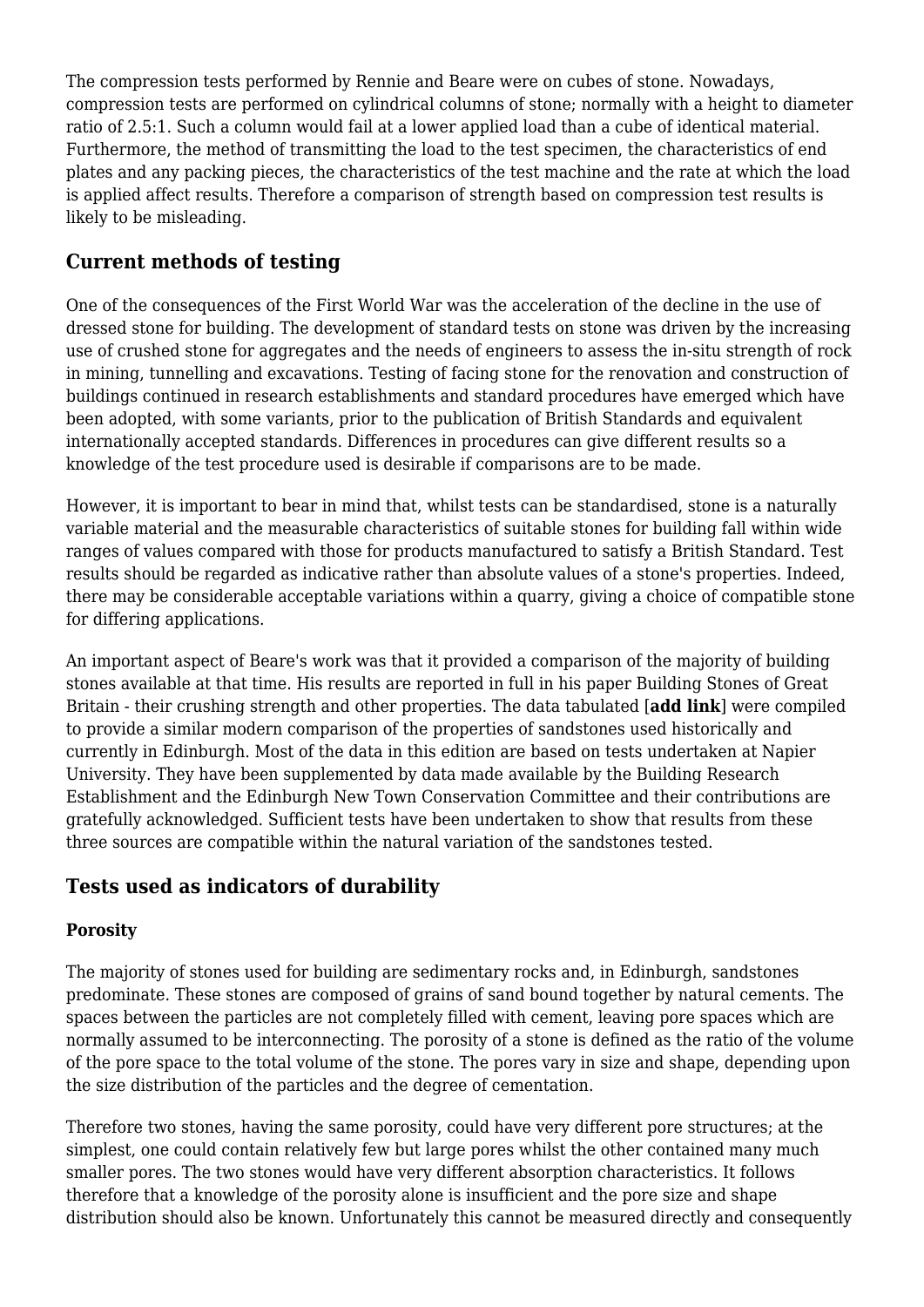The compression tests performed by Rennie and Beare were on cubes of stone. Nowadays, compression tests are performed on cylindrical columns of stone; normally with a height to diameter ratio of 2.5:1. Such a column would fail at a lower applied load than a cube of identical material. Furthermore, the method of transmitting the load to the test specimen, the characteristics of end plates and any packing pieces, the characteristics of the test machine and the rate at which the load is applied affect results. Therefore a comparison of strength based on compression test results is likely to be misleading.

## Current methods of testing

One of the consequences of the First World War was the acceleration of the decline in the use of dressed stone for building. The development of standard tests on stone was driven by the increasing use of crushed stone for aggregates and the needs of engineers to assess the in-situ strength of rock in mining, tunnelling and excavations. Testing of facing stone for the renovation and construction of buildings continued in research establishments and standard procedures have emerged which have been adopted, with some variants, prior to the publication of British Standards and equivalent internationally accepted standards. Differences in procedures can give different results so a knowledge of the test procedure used is desirable if comparisons are to be made.

However, it is important to bear in mind that, whilst tests can be standardised, stone is a naturally variable material and the measurable characteristics of suitable stones for building fall within wide ranges of values compared with those for products manufactured to satisfy a British Standard. Test results should be regarded as indicative rather than absolute values of a stone's properties. Indeed, there may be considerable acceptable variations within a quarry, giving a choice of compatible stone for differing applications.

An important aspect of Beare's work was that it provided a comparison of the majority of building stones available at that time. His results are reported in full in his paper Building Stones of Great Britain - their crushing strength and other properties. The data tabulated [**add link**] were compiled to provide a similar modern comparison of the properties of sandstones used historically and currently in Edinburgh. Most of the data in this edition are based on tests undertaken at Napier University. They have been supplemented by data made available by the Building Research Establishment and the Edinburgh New Town Conservation Committee and their contributions are gratefully acknowledged. Sufficient tests have been undertaken to show that results from these three sources are compatible within the natural variation of the sandstones tested.

## Tests used as indicators of durability

### Porosity

The majority of stones used for building are sedimentary rocks and, in Edinburgh, sandstones predominate. These stones are composed of grains of sand bound together by natural cements. The spaces between the particles are not completely filled with cement, leaving pore spaces which are normally assumed to be interconnecting. The porosity of a stone is defined as the ratio of the volume of the pore space to the total volume of the stone. The pores vary in size and shape, depending upon the size distribution of the particles and the degree of cementation.

Therefore two stones, having the same porosity, could have very different pore structures; at the simplest, one could contain relatively few but large pores whilst the other contained many much smaller pores. The two stones would have very different absorption characteristics. It follows therefore that a knowledge of the porosity alone is insufficient and the pore size and shape distribution should also be known. Unfortunately this cannot be measured directly and consequently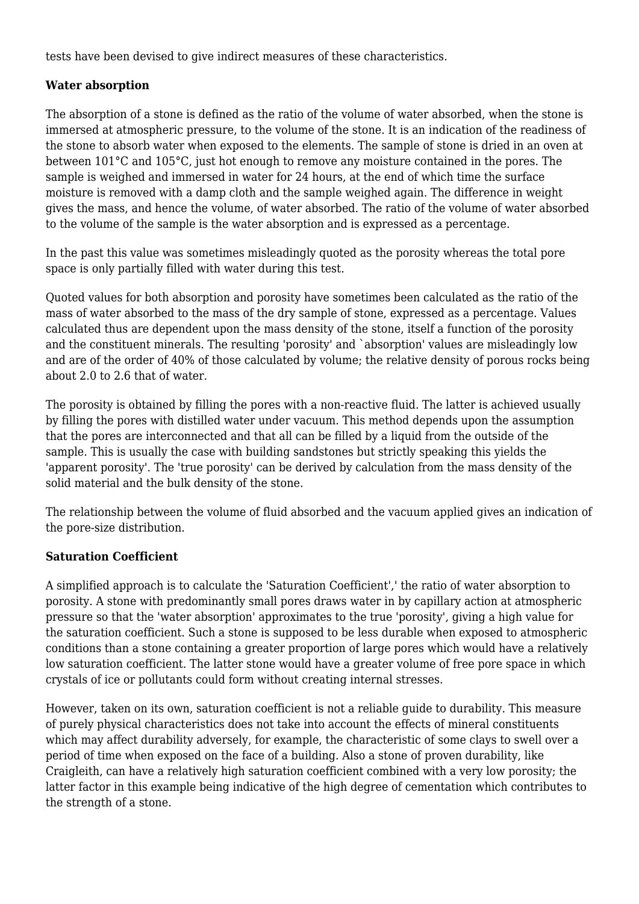tests have been devised to give indirect measures of these characteristics.

**Water absorption**

The absorption of a stone is defined as the ratio of the volume of water absorbed, when the stone is immersed at atmospheric pressure, to the volume of the stone. It is an indication of the readiness of the stone to absorb water when exposed to the elements. The sample of stone is dried in an oven at between 101°C and 105°C, just hot enough to remove any moisture contained in the pores. The sample is weighed and immersed in water for 24 hours, at the end of which time the surface moisture is removed with a damp cloth and the sample weighed again. The difference in weight gives the mass, and hence the volume, of water absorbed. The ratio of the volume of water absorbed to the volume of the sample is the water absorption and is expressed as a percentage.

In the past this value was sometimes misleadingly quoted as the porosity whereas the total pore space is only partially filled with water during this test.

Quoted values for both absorption and porosity have sometimes been calculated as the ratio of the mass of water absorbed to the mass of the dry sample of stone, expressed as a percentage. Values calculated thus are dependent upon the mass density of the stone, itself a function of the porosity and the constituent minerals. The resulting 'porosity' and `absorption' values are misleadingly low and are of the order of 40% of those calculated by volume; the relative density of porous rocks being about 2.0 to 2.6 that of water.

The porosity is obtained by filling the pores with a non-reactive fluid. The latter is achieved usually by filling the pores with distilled water under vacuum. This method depends upon the assumption that the pores are interconnected and that all can be filled by a liquid from the outside of the sample. This is usually the case with building sandstones but strictly speaking this yields the 'apparent porosity'. The 'true porosity' can be derived by calculation from the mass density of the solid material and the bulk density of the stone.

The relationship between the volume of fluid absorbed and the vacuum applied gives an indication of the pore-size distribution.

**Saturation Coefficient**

A simplified approach is to calculate the 'Saturation Coefficient',' the ratio of water absorption to porosity. A stone with predominantly small pores draws water in by capillary action at atmospheric pressure so that the 'water absorption' approximates to the true 'porosity', giving a high value for the saturation coefficient. Such a stone is supposed to be less durable when exposed to atmospheric conditions than a stone containing a greater proportion of large pores which would have a relatively low saturation coefficient. The latter stone would have a greater volume of free pore space in which crystals of ice or pollutants could form without creating internal stresses.

However, taken on its own, saturation coefficient is not a reliable guide to durability. This measure of purely physical characteristics does not take into account the effects of mineral constituents which may affect durability adversely, for example, the characteristic of some clays to swell over a period of time when exposed on the face of a building. Also a stone of proven durability, like Craigleith, can have a relatively high saturation coefficient combined with a very low porosity; the latter factor in this example being indicative of the high degree of cementation which contributes to the strength of a stone.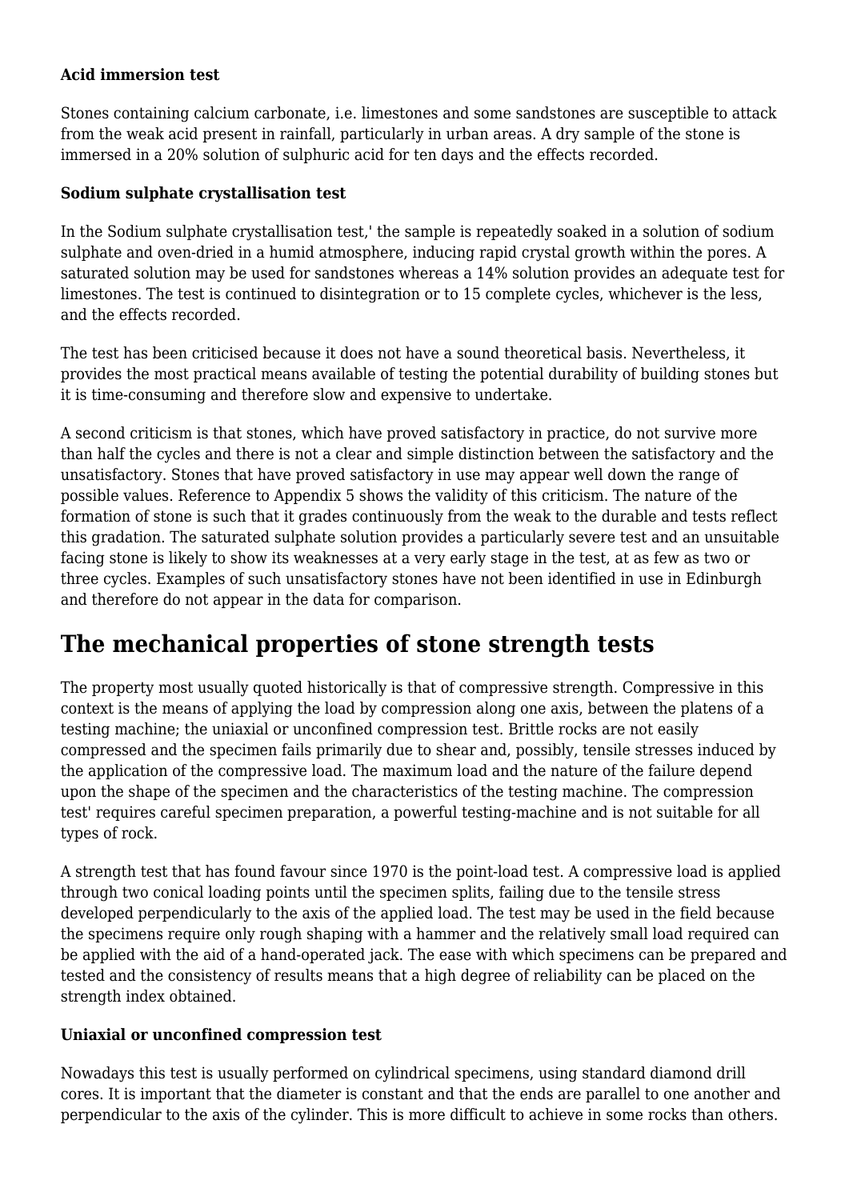**Acid immersion test**

Stones containing calcium carbonate, i.e. limestones and some sandstones are susceptible to attack from the weak acid present in rainfall, particularly in urban areas. A dry sample of the stone is immersed in a 20% solution of sulphuric acid for ten days and the effects recorded.

**Sodium sulphate crystallisation test**

In the Sodium sulphate crystallisation test,' the sample is repeatedly soaked in a solution of sodium sulphate and oven-dried in a humid atmosphere, inducing rapid crystal growth within the pores. A saturated solution may be used for sandstones whereas a 14% solution provides an adequate test for limestones. The test is continued to disintegration or to 15 complete cycles, whichever is the less, and the effects recorded.

The test has been criticised because it does not have a sound theoretical basis. Nevertheless, it provides the most practical means available of testing the potential durability of building stones but it is time-consuming and therefore slow and expensive to undertake.

A second criticism is that stones, which have proved satisfactory in practice, do not survive more than half the cycles and there is not a clear and simple distinction between the satisfactory and the unsatisfactory. Stones that have proved satisfactory in use may appear well down the range of possible values. Reference to Appendix 5 shows the validity of this criticism. The nature of the formation of stone is such that it grades continuously from the weak to the durable and tests reflect this gradation. The saturated sulphate solution provides a particularly severe test and an unsuitable facing stone is likely to show its weaknesses at a very early stage in the test, at as few as two or three cycles. Examples of such unsatisfactory stones have not been identified in use in Edinburgh and therefore do not appear in the data for comparison.

# The mechanical properties of stone strength tests

The property most usually quoted historically is that of compressive strength. Compressive in this context is the means of applying the load by compression along one axis, between the platens of a testing machine; the uniaxial or unconfined compression test. Brittle rocks are not easily compressed and the specimen fails primarily due to shear and, possibly, tensile stresses induced by the application of the compressive load. The maximum load and the nature of the failure depend upon the shape of the specimen and the characteristics of the testing machine. The compression test' requires careful specimen preparation, a powerful testing-machine and is not suitable for all types of rock.

A strength test that has found favour since 1970 is the point-load test. A compressive load is applied through two conical loading points until the specimen splits, failing due to the tensile stress developed perpendicularly to the axis of the applied load. The test may be used in the field because the specimens require only rough shaping with a hammer and the relatively small load required can be applied with the aid of a hand-operated jack. The ease with which specimens can be prepared and tested and the consistency of results means that a high degree of reliability can be placed on the strength index obtained.

**Uniaxial or unconfined compression test**

Nowadays this test is usually performed on cylindrical specimens, using standard diamond drill cores. It is important that the diameter is constant and that the ends are parallel to one another and perpendicular to the axis of the cylinder. This is more difficult to achieve in some rocks than others.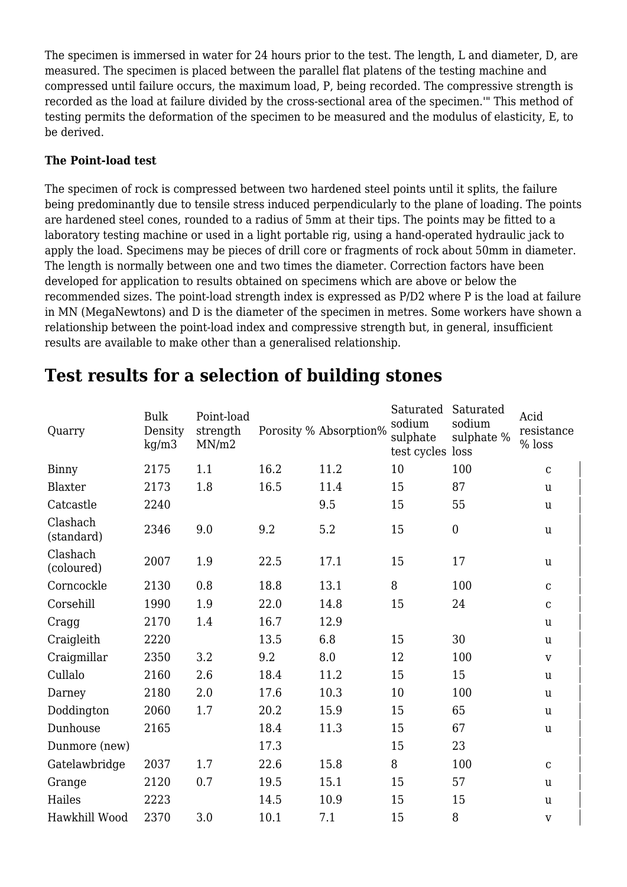The specimen is immersed in water for 24 hours prior to the test. The length, L and diameter, D, are measured. The specimen is placed between the parallel flat platens of the testing machine and compressed until failure occurs, the maximum load, P, being recorded. The compressive strength is recorded as the load at failure divided by the cross-sectional area of the specimen.'" This method of testing permits the deformation of the specimen to be measured and the modulus of elasticity, E, to be derived.

**The Point-load test**

The specimen of rock is compressed between two hardened steel points until it splits, the failure being predominantly due to tensile stress induced perpendicularly to the plane of loading. The points are hardened steel cones, rounded to a radius of 5mm at their tips. The points may be fitted to a laboratory testing machine or used in a light portable rig, using a hand-operated hydraulic jack to apply the load. Specimens may be pieces of drill core or fragments of rock about 50mm in diameter. The length is normally between one and two times the diameter. Correction factors have been developed for application to results obtained on specimens which are above or below the recommended sizes. The point-load strength index is expressed as P/D2 where P is the load at failure in MN (MegaNewtons) and D is the diameter of the specimen in metres. Some workers have shown a relationship between the point-load index and compressive strength but, in general, insufficient results are available to make other than a generalised relationship.

## Test results for a selection of building stones

| Quarry | Bulk Density kg/m3 | Point-load strength MN/m2 | Porosity % | Absorption% | Saturated sodium sulphate test cycles | Saturated sodium sulphate % loss | Acid resistance % loss |
|---|---|---|---|---|---|---|---|
| Binny | 2175 | 1.1 | 16.2 | 11.2 | 10 | 100 | c |
| Blaxter | 2173 | 1.8 | 16.5 | 11.4 | 15 | 87 | u |
| Catcastle | 2240 | | | 9.5 | 15 | 55 | u |
| Clashach (standard) | 2346 | 9.0 | 9.2 | 5.2 | 15 | 0 | u |
| Clashach (coloured) | 2007 | 1.9 | 22.5 | 17.1 | 15 | 17 | u |
| Corncockle | 2130 | 0.8 | 18.8 | 13.1 | 8 | 100 | c |
| Corsehill | 1990 | 1.9 | 22.0 | 14.8 | 15 | 24 | c |
| Cragg | 2170 | 1.4 | 16.7 | 12.9 | | | u |
| Craigleith | 2220 | | 13.5 | 6.8 | 15 | 30 | u |
| Craigmillar | 2350 | 3.2 | 9.2 | 8.0 | 12 | 100 | v |
| Cullalo | 2160 | 2.6 | 18.4 | 11.2 | 15 | 15 | u |
| Darney | 2180 | 2.0 | 17.6 | 10.3 | 10 | 100 | u |
| Doddington | 2060 | 1.7 | 20.2 | 15.9 | 15 | 65 | u |
| Dunhouse | 2165 | | 18.4 | 11.3 | 15 | 67 | u |
| Dunmore (new) | | | 17.3 | | 15 | 23 | |
| Gatelawbridge | 2037 | 1.7 | 22.6 | 15.8 | 8 | 100 | c |
| Grange | 2120 | 0.7 | 19.5 | 15.1 | 15 | 57 | u |
| Hailes | 2223 | | 14.5 | 10.9 | 15 | 15 | u |
| Hawkhill Wood | 2370 | 3.0 | 10.1 | 7.1 | 15 | 8 | v |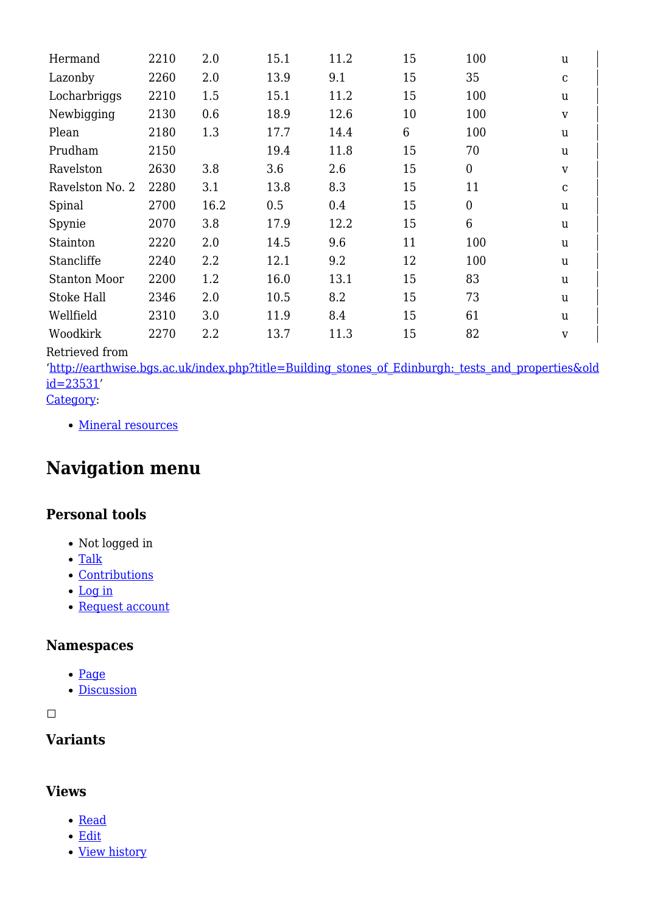| | | | | | | | |
|---|---|---|---|---|---|---|---|
| Hermand | 2210 | 2.0 | 15.1 | 11.2 | 15 | 100 | u |
| Lazonby | 2260 | 2.0 | 13.9 | 9.1 | 15 | 35 | c |
| Locharbriggs | 2210 | 1.5 | 15.1 | 11.2 | 15 | 100 | u |
| Newbigging | 2130 | 0.6 | 18.9 | 12.6 | 10 | 100 | v |
| Plean | 2180 | 1.3 | 17.7 | 14.4 | 6 | 100 | u |
| Prudham | 2150 | | 19.4 | 11.8 | 15 | 70 | u |
| Ravelston | 2630 | 3.8 | 3.6 | 2.6 | 15 | 0 | v |
| Ravelston No. 2 | 2280 | 3.1 | 13.8 | 8.3 | 15 | 11 | c |
| Spinal | 2700 | 16.2 | 0.5 | 0.4 | 15 | 0 | u |
| Spynie | 2070 | 3.8 | 17.9 | 12.2 | 15 | 6 | u |
| Stainton | 2220 | 2.0 | 14.5 | 9.6 | 11 | 100 | u |
| Stancliffe | 2240 | 2.2 | 12.1 | 9.2 | 12 | 100 | u |
| Stanton Moor | 2200 | 1.2 | 16.0 | 13.1 | 15 | 83 | u |
| Stoke Hall | 2346 | 2.0 | 10.5 | 8.2 | 15 | 73 | u |
| Wellfield | 2310 | 3.0 | 11.9 | 8.4 | 15 | 61 | u |
| Woodkirk | 2270 | 2.2 | 13.7 | 11.3 | 15 | 82 | v |

Retrieved from 'http://earthwise.bgs.ac.uk/index.php?title=Building_stones_of_Edinburgh:_tests_and_properties&oldid=23531'

Category:

- Mineral resources

# Navigation menu

## Personal tools

- Not logged in
- Talk
- Contributions
- Log in
- Request account

## Namespaces

- Page
- Discussion

## Variants

## Views

- Read
- Edit
- View history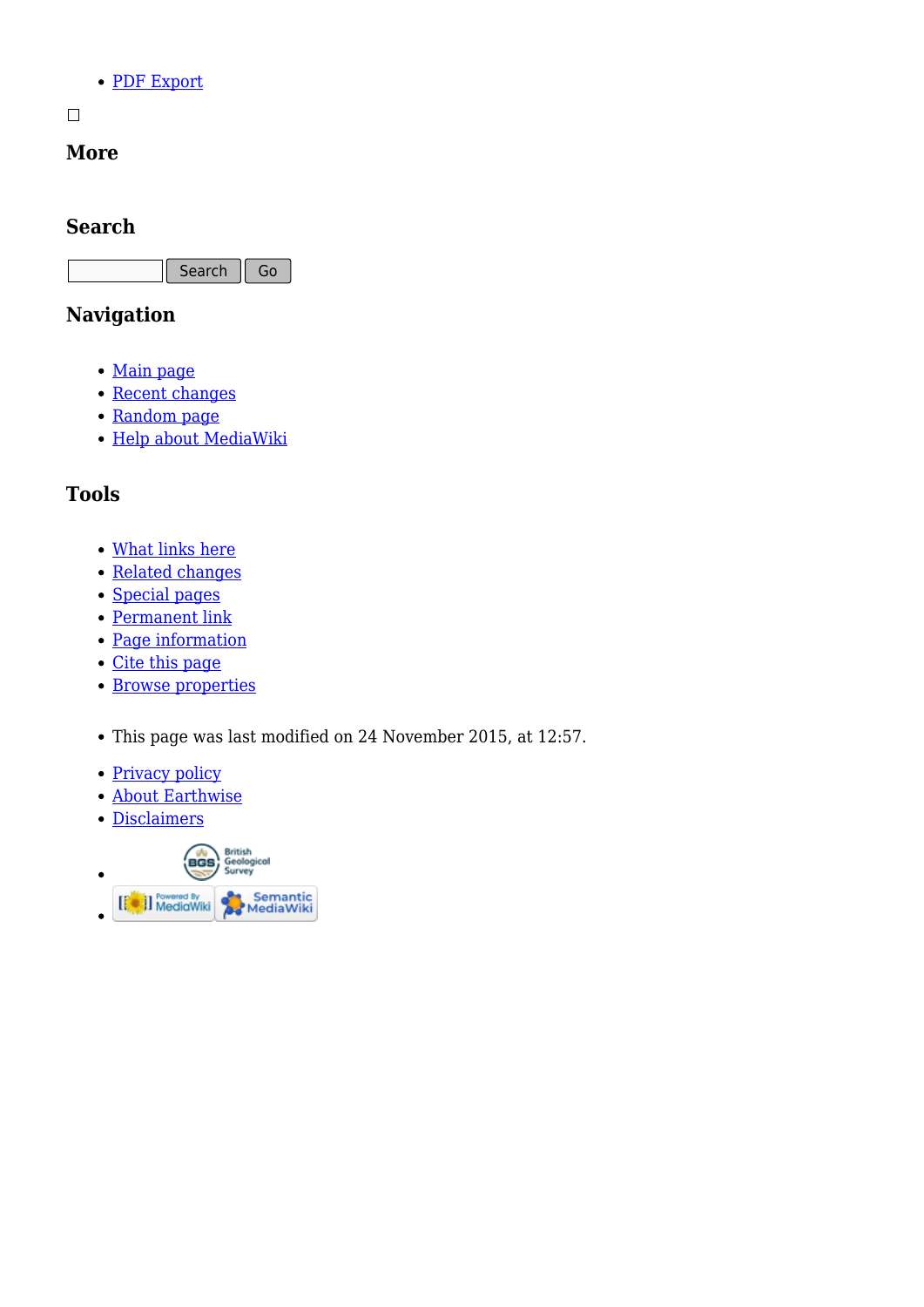- PDF Export

☐

## More

## Search

Search Go

## Navigation

- Main page
- Recent changes
- Random page
- Help about MediaWiki

## Tools

- What links here
- Related changes
- Special pages
- Permanent link
- Page information
- Cite this page
- Browse properties

- This page was last modified on 24 November 2015, at 12:57.

- Privacy policy
- About Earthwise
- Disclaimers